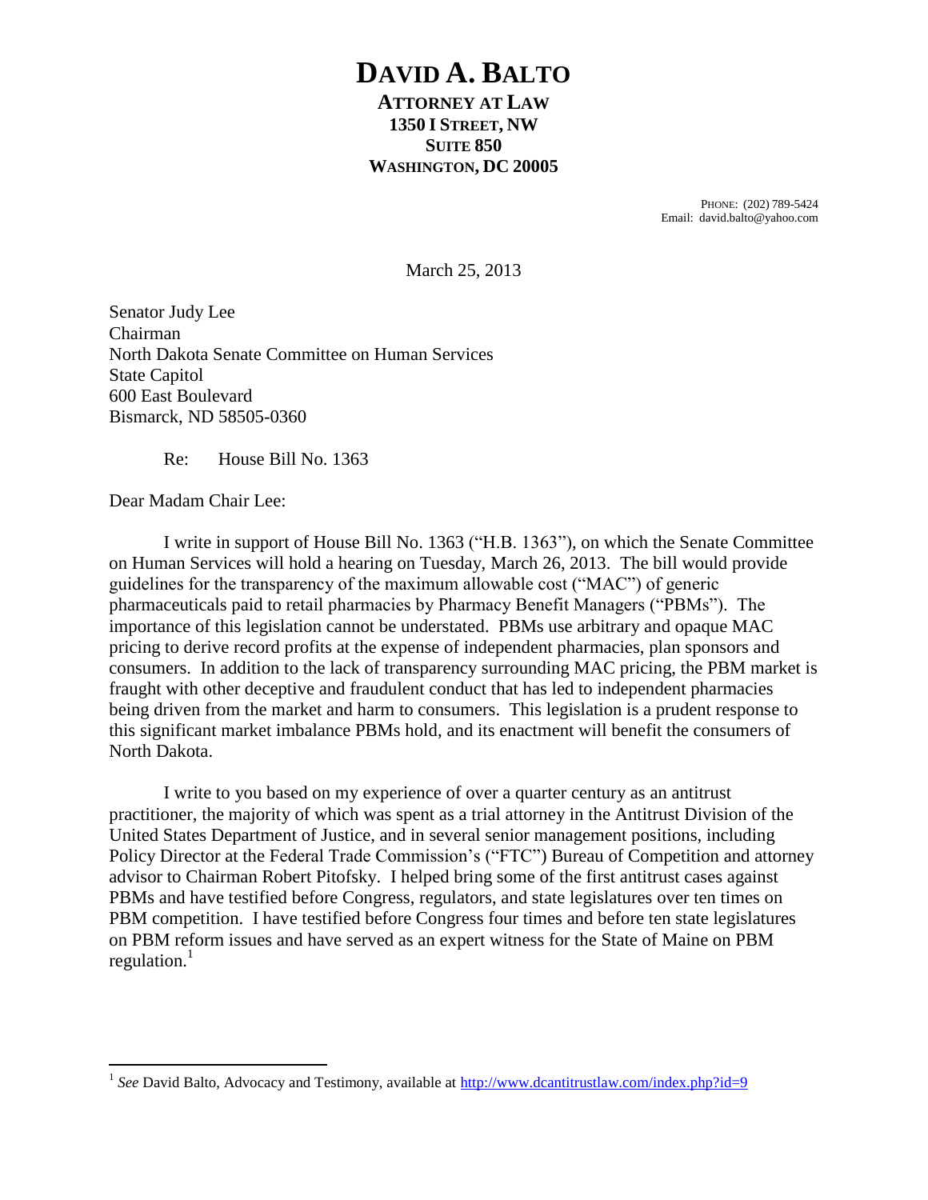# DAVID A. BALTO

**ATTORNEY AT LAW**
**1350 I STREET, NW**
**SUITE 850**
**WASHINGTON, DC 20005**

PHONE: (202) 789-5424
Email: david.balto@yahoo.com

March 25, 2013

Senator Judy Lee
Chairman
North Dakota Senate Committee on Human Services
State Capitol
600 East Boulevard
Bismarck, ND 58505-0360

Re: House Bill No. 1363

Dear Madam Chair Lee:

I write in support of House Bill No. 1363 ("H.B. 1363"), on which the Senate Committee on Human Services will hold a hearing on Tuesday, March 26, 2013. The bill would provide guidelines for the transparency of the maximum allowable cost ("MAC") of generic pharmaceuticals paid to retail pharmacies by Pharmacy Benefit Managers ("PBMs"). The importance of this legislation cannot be understated. PBMs use arbitrary and opaque MAC pricing to derive record profits at the expense of independent pharmacies, plan sponsors and consumers. In addition to the lack of transparency surrounding MAC pricing, the PBM market is fraught with other deceptive and fraudulent conduct that has led to independent pharmacies being driven from the market and harm to consumers. This legislation is a prudent response to this significant market imbalance PBMs hold, and its enactment will benefit the consumers of North Dakota.

I write to you based on my experience of over a quarter century as an antitrust practitioner, the majority of which was spent as a trial attorney in the Antitrust Division of the United States Department of Justice, and in several senior management positions, including Policy Director at the Federal Trade Commission's ("FTC") Bureau of Competition and attorney advisor to Chairman Robert Pitofsky. I helped bring some of the first antitrust cases against PBMs and have testified before Congress, regulators, and state legislatures over ten times on PBM competition. I have testified before Congress four times and before ten state legislatures on PBM reform issues and have served as an expert witness for the State of Maine on PBM regulation.[1]

---

[1] *See* David Balto, Advocacy and Testimony, available at http://www.dcantitrustlaw.com/index.php?id=9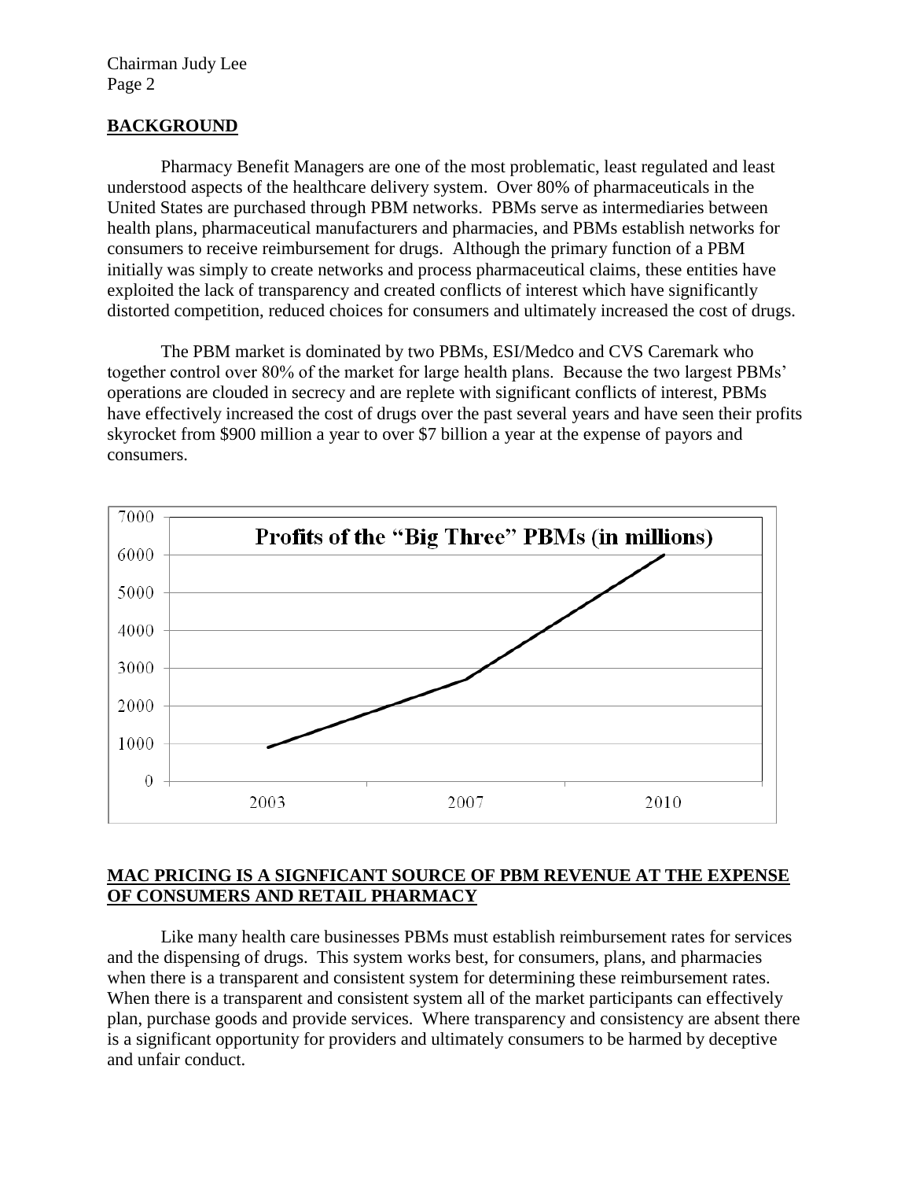## BACKGROUND

Pharmacy Benefit Managers are one of the most problematic, least regulated and least understood aspects of the healthcare delivery system. Over 80% of pharmaceuticals in the United States are purchased through PBM networks. PBMs serve as intermediaries between health plans, pharmaceutical manufacturers and pharmacies, and PBMs establish networks for consumers to receive reimbursement for drugs. Although the primary function of a PBM initially was simply to create networks and process pharmaceutical claims, these entities have exploited the lack of transparency and created conflicts of interest which have significantly distorted competition, reduced choices for consumers and ultimately increased the cost of drugs.

The PBM market is dominated by two PBMs, ESI/Medco and CVS Caremark who together control over 80% of the market for large health plans. Because the two largest PBMs' operations are clouded in secrecy and are replete with significant conflicts of interest, PBMs have effectively increased the cost of drugs over the past several years and have seen their profits skyrocket from $900 million a year to over $7 billion a year at the expense of payors and consumers.

**Profits of the "Big Three" PBMs (in millions)**

## MAC PRICING IS A SIGNFICANT SOURCE OF PBM REVENUE AT THE EXPENSE OF CONSUMERS AND RETAIL PHARMACY

Like many health care businesses PBMs must establish reimbursement rates for services and the dispensing of drugs. This system works best, for consumers, plans, and pharmacies when there is a transparent and consistent system for determining these reimbursement rates. When there is a transparent and consistent system all of the market participants can effectively plan, purchase goods and provide services. Where transparency and consistency are absent there is a significant opportunity for providers and ultimately consumers to be harmed by deceptive and unfair conduct.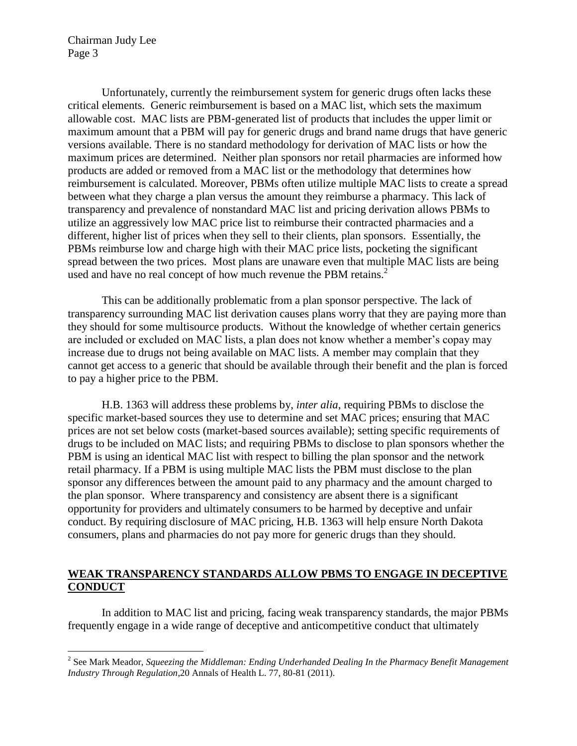Unfortunately, currently the reimbursement system for generic drugs often lacks these critical elements. Generic reimbursement is based on a MAC list, which sets the maximum allowable cost. MAC lists are PBM-generated list of products that includes the upper limit or maximum amount that a PBM will pay for generic drugs and brand name drugs that have generic versions available. There is no standard methodology for derivation of MAC lists or how the maximum prices are determined. Neither plan sponsors nor retail pharmacies are informed how products are added or removed from a MAC list or the methodology that determines how reimbursement is calculated. Moreover, PBMs often utilize multiple MAC lists to create a spread between what they charge a plan versus the amount they reimburse a pharmacy. This lack of transparency and prevalence of nonstandard MAC list and pricing derivation allows PBMs to utilize an aggressively low MAC price list to reimburse their contracted pharmacies and a different, higher list of prices when they sell to their clients, plan sponsors. Essentially, the PBMs reimburse low and charge high with their MAC price lists, pocketing the significant spread between the two prices. Most plans are unaware even that multiple MAC lists are being used and have no real concept of how much revenue the PBM retains.[2]

This can be additionally problematic from a plan sponsor perspective. The lack of transparency surrounding MAC list derivation causes plans worry that they are paying more than they should for some multisource products. Without the knowledge of whether certain generics are included or excluded on MAC lists, a plan does not know whether a member's copay may increase due to drugs not being available on MAC lists. A member may complain that they cannot get access to a generic that should be available through their benefit and the plan is forced to pay a higher price to the PBM.

H.B. 1363 will address these problems by, *inter alia*, requiring PBMs to disclose the specific market-based sources they use to determine and set MAC prices; ensuring that MAC prices are not set below costs (market-based sources available); setting specific requirements of drugs to be included on MAC lists; and requiring PBMs to disclose to plan sponsors whether the PBM is using an identical MAC list with respect to billing the plan sponsor and the network retail pharmacy. If a PBM is using multiple MAC lists the PBM must disclose to the plan sponsor any differences between the amount paid to any pharmacy and the amount charged to the plan sponsor. Where transparency and consistency are absent there is a significant opportunity for providers and ultimately consumers to be harmed by deceptive and unfair conduct. By requiring disclosure of MAC pricing, H.B. 1363 will help ensure North Dakota consumers, plans and pharmacies do not pay more for generic drugs than they should.

## **WEAK TRANSPARENCY STANDARDS ALLOW PBMS TO ENGAGE IN DECEPTIVE CONDUCT**

In addition to MAC list and pricing, facing weak transparency standards, the major PBMs frequently engage in a wide range of deceptive and anticompetitive conduct that ultimately

---

[2] See Mark Meador, *Squeezing the Middleman: Ending Underhanded Dealing In the Pharmacy Benefit Management Industry Through Regulation*,20 Annals of Health L. 77, 80-81 (2011).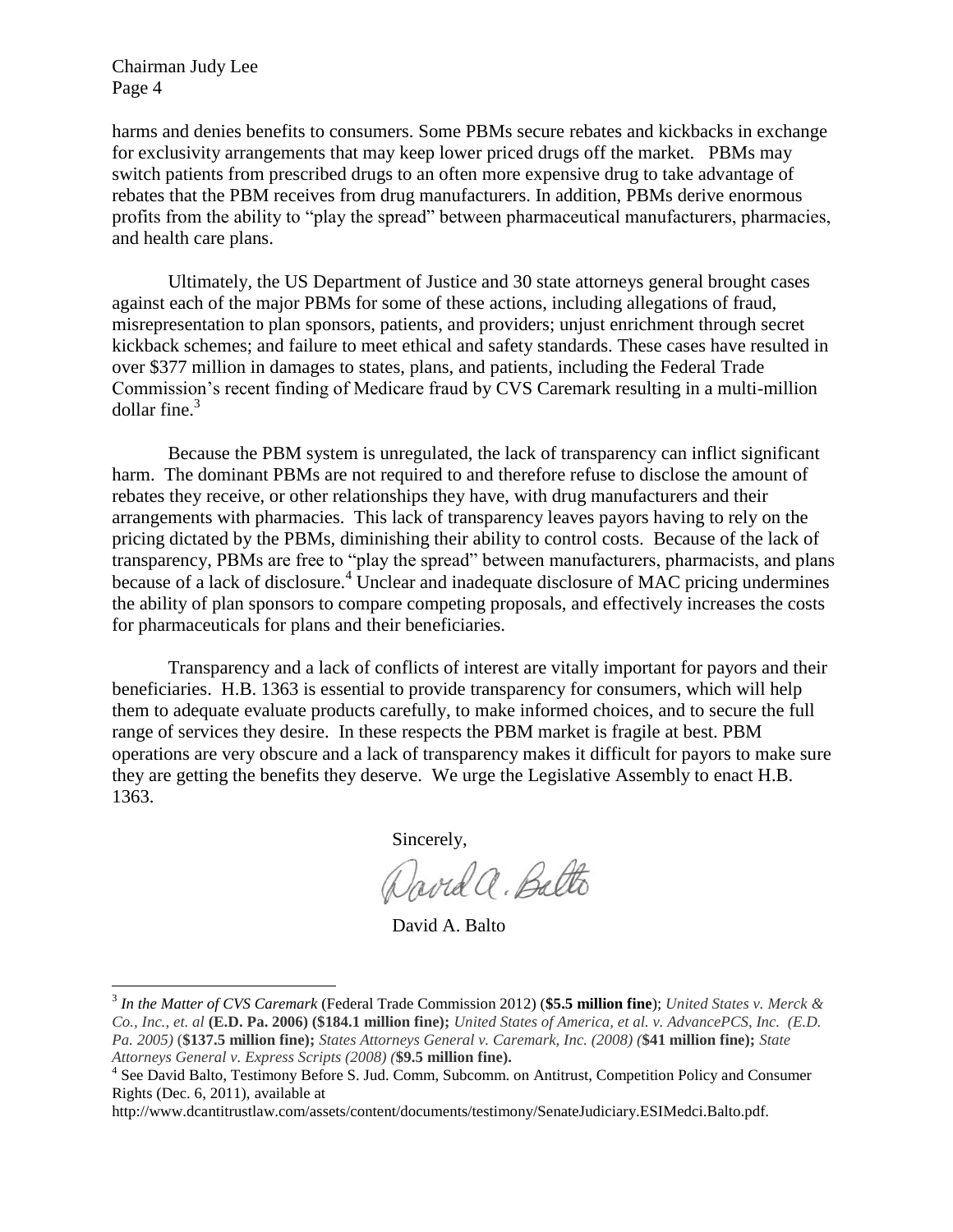harms and denies benefits to consumers. Some PBMs secure rebates and kickbacks in exchange for exclusivity arrangements that may keep lower priced drugs off the market. PBMs may switch patients from prescribed drugs to an often more expensive drug to take advantage of rebates that the PBM receives from drug manufacturers. In addition, PBMs derive enormous profits from the ability to "play the spread" between pharmaceutical manufacturers, pharmacies, and health care plans.

Ultimately, the US Department of Justice and 30 state attorneys general brought cases against each of the major PBMs for some of these actions, including allegations of fraud, misrepresentation to plan sponsors, patients, and providers; unjust enrichment through secret kickback schemes; and failure to meet ethical and safety standards. These cases have resulted in over $377 million in damages to states, plans, and patients, including the Federal Trade Commission's recent finding of Medicare fraud by CVS Caremark resulting in a multi-million dollar fine.[3]

Because the PBM system is unregulated, the lack of transparency can inflict significant harm. The dominant PBMs are not required to and therefore refuse to disclose the amount of rebates they receive, or other relationships they have, with drug manufacturers and their arrangements with pharmacies. This lack of transparency leaves payors having to rely on the pricing dictated by the PBMs, diminishing their ability to control costs. Because of the lack of transparency, PBMs are free to "play the spread" between manufacturers, pharmacists, and plans because of a lack of disclosure.[4] Unclear and inadequate disclosure of MAC pricing undermines the ability of plan sponsors to compare competing proposals, and effectively increases the costs for pharmaceuticals for plans and their beneficiaries.

Transparency and a lack of conflicts of interest are vitally important for payors and their beneficiaries. H.B. 1363 is essential to provide transparency for consumers, which will help them to adequate evaluate products carefully, to make informed choices, and to secure the full range of services they desire. In these respects the PBM market is fragile at best. PBM operations are very obscure and a lack of transparency makes it difficult for payors to make sure they are getting the benefits they deserve. We urge the Legislative Assembly to enact H.B. 1363.

Sincerely,

David A. Balto

David A. Balto

---

[3] *In the Matter of CVS Caremark* (Federal Trade Commission 2012) (**$5.5 million fine**); *United States v. Merck & Co., Inc., et. al* **(E.D. Pa. 2006) ($184.1 million fine);** *United States of America, et al. v. AdvancePCS, Inc. (E.D. Pa. 2005)* (**$137.5 million fine);** *States Attorneys General v. Caremark, Inc. (2008) (***$41 million fine);** *State Attorneys General v. Express Scripts (2008) (***$9.5 million fine).**

[4] See David Balto, Testimony Before S. Jud. Comm, Subcomm. on Antitrust, Competition Policy and Consumer Rights (Dec. 6, 2011), available at http://www.dcantitrustlaw.com/assets/content/documents/testimony/SenateJudiciary.ESIMedci.Balto.pdf.